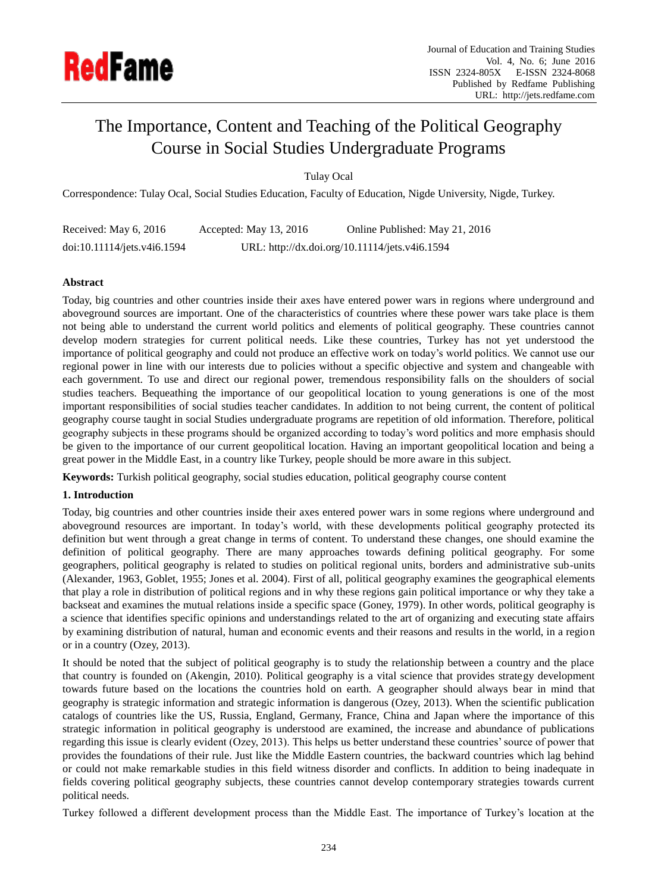# The Importance, Content and Teaching of the Political Geography Course in Social Studies Undergraduate Programs

Tulay Ocal

Correspondence: Tulay Ocal, Social Studies Education, Faculty of Education, Nigde University, Nigde, Turkey.

Received: May 6, 2016 Accepted: May 13, 2016 Online Published: May 21, 2016

doi:10.11114/jets.v4i6.1594 URL: http://dx.doi.org/10.11114/jets.v4i6.1594

**Abstract**

Today, big countries and other countries inside their axes have entered power wars in regions where underground and aboveground sources are important. One of the characteristics of countries where these power wars take place is them not being able to understand the current world politics and elements of political geography. These countries cannot develop modern strategies for current political needs. Like these countries, Turkey has not yet understood the importance of political geography and could not produce an effective work on today's world politics. We cannot use our regional power in line with our interests due to policies without a specific objective and system and changeable with each government. To use and direct our regional power, tremendous responsibility falls on the shoulders of social studies teachers. Bequeathing the importance of our geopolitical location to young generations is one of the most important responsibilities of social studies teacher candidates. In addition to not being current, the content of political geography course taught in social Studies undergraduate programs are repetition of old information. Therefore, political geography subjects in these programs should be organized according to today's word politics and more emphasis should be given to the importance of our current geopolitical location. Having an important geopolitical location and being a great power in the Middle East, in a country like Turkey, people should be more aware in this subject.

**Keywords:** Turkish political geography, social studies education, political geography course content

## 1. Introduction

Today, big countries and other countries inside their axes entered power wars in some regions where underground and aboveground resources are important. In today's world, with these developments political geography protected its definition but went through a great change in terms of content. To understand these changes, one should examine the definition of political geography. There are many approaches towards defining political geography. For some geographers, political geography is related to studies on political regional units, borders and administrative sub-units (Alexander, 1963, Goblet, 1955; Jones et al. 2004). First of all, political geography examines the geographical elements that play a role in distribution of political regions and in why these regions gain political importance or why they take a backseat and examines the mutual relations inside a specific space (Goney, 1979). In other words, political geography is a science that identifies specific opinions and understandings related to the art of organizing and executing state affairs by examining distribution of natural, human and economic events and their reasons and results in the world, in a region or in a country (Ozey, 2013).

It should be noted that the subject of political geography is to study the relationship between a country and the place that country is founded on (Akengin, 2010). Political geography is a vital science that provides strategy development towards future based on the locations the countries hold on earth. A geographer should always bear in mind that geography is strategic information and strategic information is dangerous (Ozey, 2013). When the scientific publication catalogs of countries like the US, Russia, England, Germany, France, China and Japan where the importance of this strategic information in political geography is understood are examined, the increase and abundance of publications regarding this issue is clearly evident (Ozey, 2013). This helps us better understand these countries' source of power that provides the foundations of their rule. Just like the Middle Eastern countries, the backward countries which lag behind or could not make remarkable studies in this field witness disorder and conflicts. In addition to being inadequate in fields covering political geography subjects, these countries cannot develop contemporary strategies towards current political needs.

Turkey followed a different development process than the Middle East. The importance of Turkey's location at the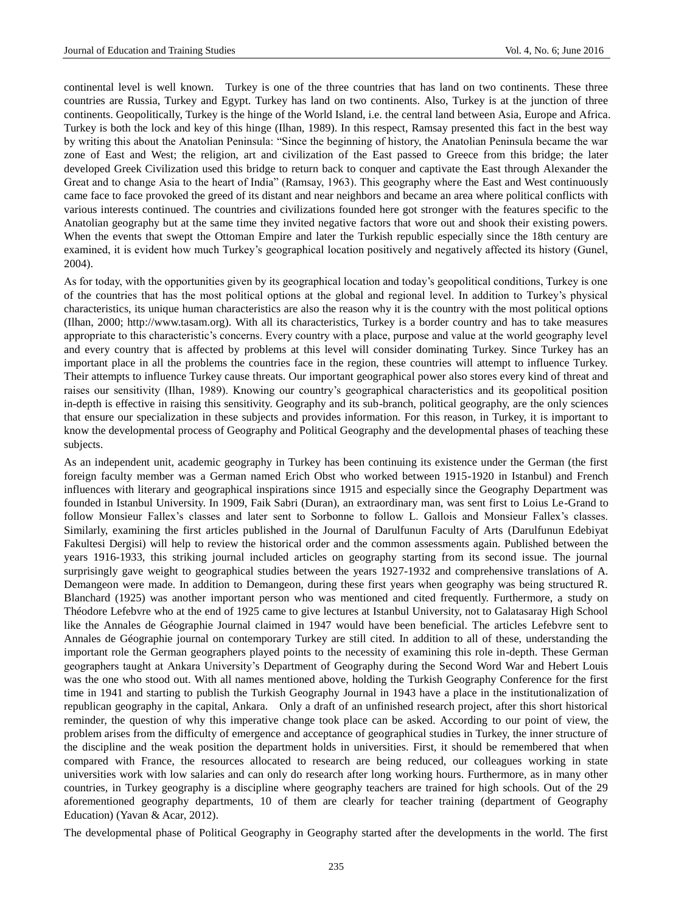continental level is well known. Turkey is one of the three countries that has land on two continents. These three countries are Russia, Turkey and Egypt. Turkey has land on two continents. Also, Turkey is at the junction of three continents. Geopolitically, Turkey is the hinge of the World Island, i.e. the central land between Asia, Europe and Africa. Turkey is both the lock and key of this hinge (Ilhan, 1989). In this respect, Ramsay presented this fact in the best way by writing this about the Anatolian Peninsula: "Since the beginning of history, the Anatolian Peninsula became the war zone of East and West; the religion, art and civilization of the East passed to Greece from this bridge; the later developed Greek Civilization used this bridge to return back to conquer and captivate the East through Alexander the Great and to change Asia to the heart of India" (Ramsay, 1963). This geography where the East and West continuously came face to face provoked the greed of its distant and near neighbors and became an area where political conflicts with various interests continued. The countries and civilizations founded here got stronger with the features specific to the Anatolian geography but at the same time they invited negative factors that wore out and shook their existing powers. When the events that swept the Ottoman Empire and later the Turkish republic especially since the 18th century are examined, it is evident how much Turkey's geographical location positively and negatively affected its history (Gunel, 2004).

As for today, with the opportunities given by its geographical location and today's geopolitical conditions, Turkey is one of the countries that has the most political options at the global and regional level. In addition to Turkey's physical characteristics, its unique human characteristics are also the reason why it is the country with the most political options (Ilhan, 2000; http://www.tasam.org). With all its characteristics, Turkey is a border country and has to take measures appropriate to this characteristic's concerns. Every country with a place, purpose and value at the world geography level and every country that is affected by problems at this level will consider dominating Turkey. Since Turkey has an important place in all the problems the countries face in the region, these countries will attempt to influence Turkey. Their attempts to influence Turkey cause threats. Our important geographical power also stores every kind of threat and raises our sensitivity (Ilhan, 1989). Knowing our country's geographical characteristics and its geopolitical position in-depth is effective in raising this sensitivity. Geography and its sub-branch, political geography, are the only sciences that ensure our specialization in these subjects and provides information. For this reason, in Turkey, it is important to know the developmental process of Geography and Political Geography and the developmental phases of teaching these subjects.

As an independent unit, academic geography in Turkey has been continuing its existence under the German (the first foreign faculty member was a German named Erich Obst who worked between 1915-1920 in Istanbul) and French influences with literary and geographical inspirations since 1915 and especially since the Geography Department was founded in Istanbul University. In 1909, Faik Sabri (Duran), an extraordinary man, was sent first to Loius Le-Grand to follow Monsieur Fallex's classes and later sent to Sorbonne to follow L. Gallois and Monsieur Fallex's classes. Similarly, examining the first articles published in the Journal of Darulfunun Faculty of Arts (Darulfunun Edebiyat Fakultesi Dergisi) will help to review the historical order and the common assessments again. Published between the years 1916-1933, this striking journal included articles on geography starting from its second issue. The journal surprisingly gave weight to geographical studies between the years 1927-1932 and comprehensive translations of A. Demangeon were made. In addition to Demangeon, during these first years when geography was being structured R. Blanchard (1925) was another important person who was mentioned and cited frequently. Furthermore, a study on Théodore Lefebvre who at the end of 1925 came to give lectures at Istanbul University, not to Galatasaray High School like the Annales de Géographie Journal claimed in 1947 would have been beneficial. The articles Lefebvre sent to Annales de Géographie journal on contemporary Turkey are still cited. In addition to all of these, understanding the important role the German geographers played points to the necessity of examining this role in-depth. These German geographers taught at Ankara University's Department of Geography during the Second Word War and Hebert Louis was the one who stood out. With all names mentioned above, holding the Turkish Geography Conference for the first time in 1941 and starting to publish the Turkish Geography Journal in 1943 have a place in the institutionalization of republican geography in the capital, Ankara. Only a draft of an unfinished research project, after this short historical reminder, the question of why this imperative change took place can be asked. According to our point of view, the problem arises from the difficulty of emergence and acceptance of geographical studies in Turkey, the inner structure of the discipline and the weak position the department holds in universities. First, it should be remembered that when compared with France, the resources allocated to research are being reduced, our colleagues working in state universities work with low salaries and can only do research after long working hours. Furthermore, as in many other countries, in Turkey geography is a discipline where geography teachers are trained for high schools. Out of the 29 aforementioned geography departments, 10 of them are clearly for teacher training (department of Geography Education) (Yavan & Acar, 2012).

The developmental phase of Political Geography in Geography started after the developments in the world. The first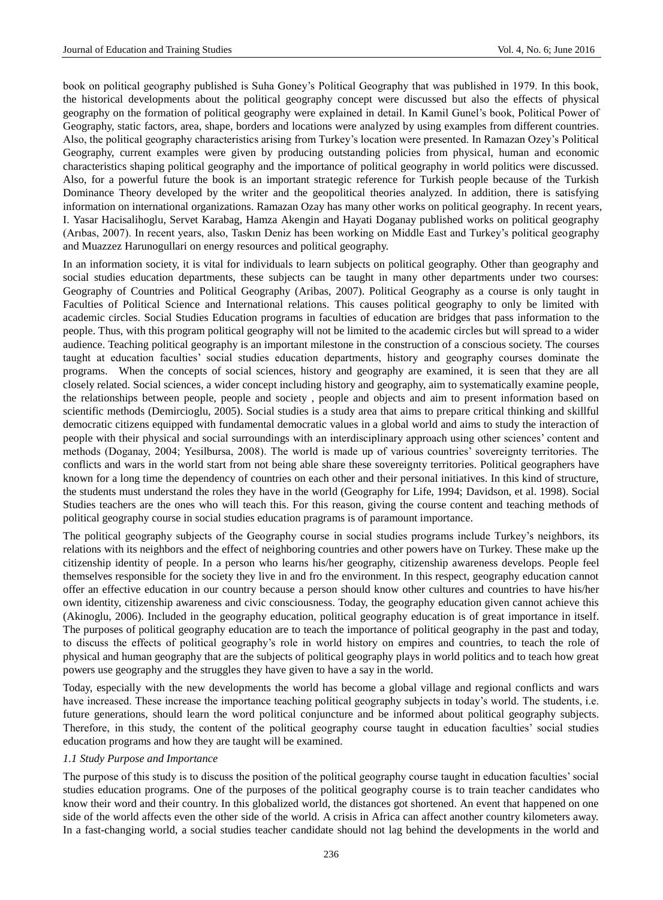book on political geography published is Suha Goney's Political Geography that was published in 1979. In this book, the historical developments about the political geography concept were discussed but also the effects of physical geography on the formation of political geography were explained in detail. In Kamil Gunel's book, Political Power of Geography, static factors, area, shape, borders and locations were analyzed by using examples from different countries. Also, the political geography characteristics arising from Turkey's location were presented. In Ramazan Ozey's Political Geography, current examples were given by producing outstanding policies from physical, human and economic characteristics shaping political geography and the importance of political geography in world politics were discussed. Also, for a powerful future the book is an important strategic reference for Turkish people because of the Turkish Dominance Theory developed by the writer and the geopolitical theories analyzed. In addition, there is satisfying information on international organizations. Ramazan Ozay has many other works on political geography. In recent years, I. Yasar Hacisalihoglu, Servet Karabag, Hamza Akengin and Hayati Doganay published works on political geography (Arıbas, 2007). In recent years, also, Taskın Deniz has been working on Middle East and Turkey's political geography and Muazzez Harunogullari on energy resources and political geography.

In an information society, it is vital for individuals to learn subjects on political geography. Other than geography and social studies education departments, these subjects can be taught in many other departments under two courses: Geography of Countries and Political Geography (Aribas, 2007). Political Geography as a course is only taught in Faculties of Political Science and International relations. This causes political geography to only be limited with academic circles. Social Studies Education programs in faculties of education are bridges that pass information to the people. Thus, with this program political geography will not be limited to the academic circles but will spread to a wider audience. Teaching political geography is an important milestone in the construction of a conscious society. The courses taught at education faculties' social studies education departments, history and geography courses dominate the programs. When the concepts of social sciences, history and geography are examined, it is seen that they are all closely related. Social sciences, a wider concept including history and geography, aim to systematically examine people, the relationships between people, people and society , people and objects and aim to present information based on scientific methods (Demircioglu, 2005). Social studies is a study area that aims to prepare critical thinking and skillful democratic citizens equipped with fundamental democratic values in a global world and aims to study the interaction of people with their physical and social surroundings with an interdisciplinary approach using other sciences' content and methods (Doganay, 2004; Yesilbursa, 2008). The world is made up of various countries' sovereignty territories. The conflicts and wars in the world start from not being able share these sovereignty territories. Political geographers have known for a long time the dependency of countries on each other and their personal initiatives. In this kind of structure, the students must understand the roles they have in the world (Geography for Life, 1994; Davidson, et al. 1998). Social Studies teachers are the ones who will teach this. For this reason, giving the course content and teaching methods of political geography course in social studies education prагrams is of paramount importance.

The political geography subjects of the Geography course in social studies programs include Turkey's neighbors, its relations with its neighbors and the effect of neighboring countries and other powers have on Turkey. These make up the citizenship identity of people. In a person who learns his/her geography, citizenship awareness develops. People feel themselves responsible for the society they live in and fro the environment. In this respect, geography education cannot offer an effective education in our country because a person should know other cultures and countries to have his/her own identity, citizenship awareness and civic consciousness. Today, the geography education given cannot achieve this (Akinoglu, 2006). Included in the geography education, political geography education is of great importance in itself. The purposes of political geography education are to teach the importance of political geography in the past and today, to discuss the effects of political geography's role in world history on empires and countries, to teach the role of physical and human geography that are the subjects of political geography plays in world politics and to teach how great powers use geography and the struggles they have given to have a say in the world.

Today, especially with the new developments the world has become a global village and regional conflicts and wars have increased. These increase the importance teaching political geography subjects in today's world. The students, i.e. future generations, should learn the word political conjuncture and be informed about political geography subjects. Therefore, in this study, the content of the political geography course taught in education faculties' social studies education programs and how they are taught will be examined.

### *1.1 Study Purpose and Importance*

The purpose of this study is to discuss the position of the political geography course taught in education faculties' social studies education programs. One of the purposes of the political geography course is to train teacher candidates who know their word and their country. In this globalized world, the distances got shortened. An event that happened on one side of the world affects even the other side of the world. A crisis in Africa can affect another country kilometers away. In a fast-changing world, a social studies teacher candidate should not lag behind the developments in the world and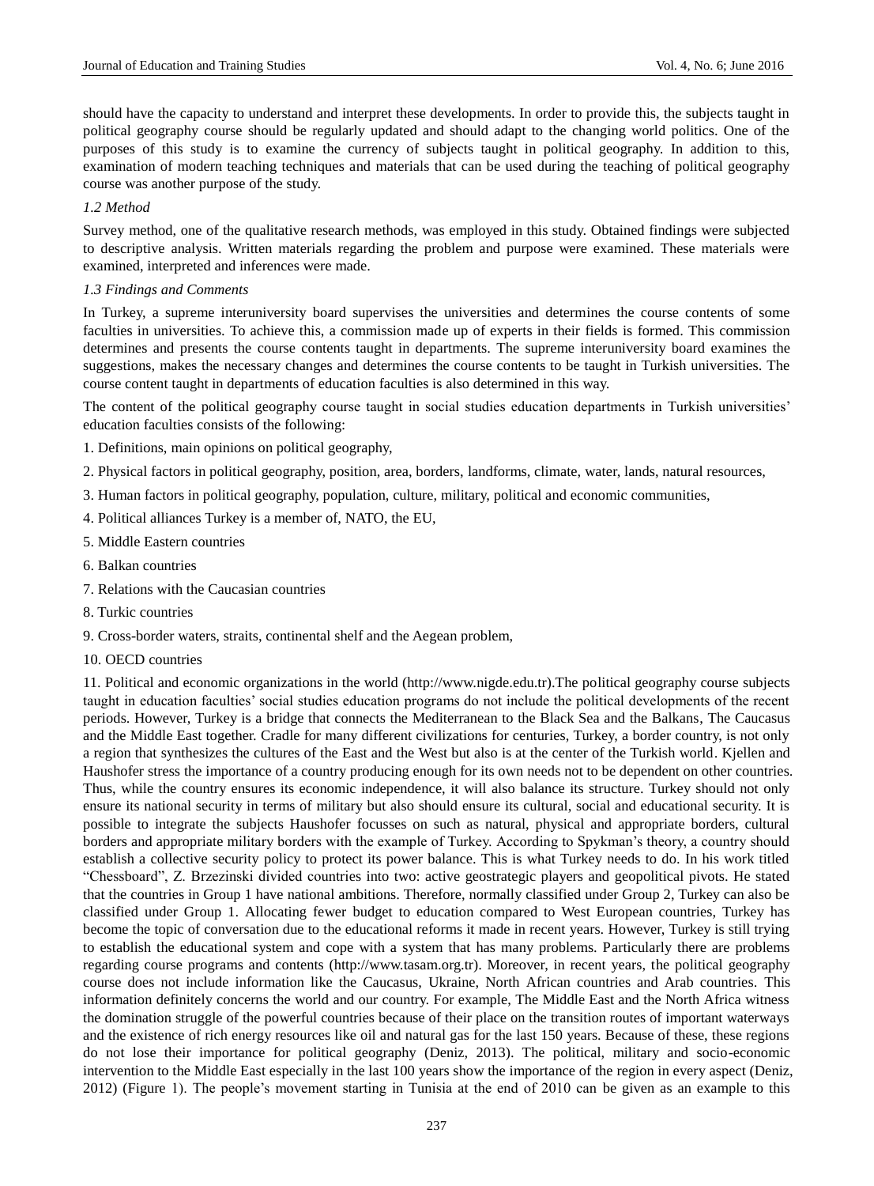should have the capacity to understand and interpret these developments. In order to provide this, the subjects taught in political geography course should be regularly updated and should adapt to the changing world politics. One of the purposes of this study is to examine the currency of subjects taught in political geography. In addition to this, examination of modern teaching techniques and materials that can be used during the teaching of political geography course was another purpose of the study.

### *1.2 Method*

Survey method, one of the qualitative research methods, was employed in this study. Obtained findings were subjected to descriptive analysis. Written materials regarding the problem and purpose were examined. These materials were examined, interpreted and inferences were made.

### *1.3 Findings and Comments*

In Turkey, a supreme interuniversity board supervises the universities and determines the course contents of some faculties in universities. To achieve this, a commission made up of experts in their fields is formed. This commission determines and presents the course contents taught in departments. The supreme interuniversity board examines the suggestions, makes the necessary changes and determines the course contents to be taught in Turkish universities. The course content taught in departments of education faculties is also determined in this way.

The content of the political geography course taught in social studies education departments in Turkish universities' education faculties consists of the following:

1. Definitions, main opinions on political geography,
2. Physical factors in political geography, position, area, borders, landforms, climate, water, lands, natural resources,
3. Human factors in political geography, population, culture, military, political and economic communities,
4. Political alliances Turkey is a member of, NATO, the EU,
5. Middle Eastern countries
6. Balkan countries
7. Relations with the Caucasian countries
8. Turkic countries
9. Cross-border waters, straits, continental shelf and the Aegean problem,
10. OECD countries
11. Political and economic organizations in the world (http://www.nigde.edu.tr).The political geography course subjects taught in education faculties' social studies education programs do not include the political developments of the recent periods. However, Turkey is a bridge that connects the Mediterranean to the Black Sea and the Balkans, The Caucasus and the Middle East together. Cradle for many different civilizations for centuries, Turkey, a border country, is not only a region that synthesizes the cultures of the East and the West but also is at the center of the Turkish world. Kjellen and Haushofer stress the importance of a country producing enough for its own needs not to be dependent on other countries. Thus, while the country ensures its economic independence, it will also balance its structure. Turkey should not only ensure its national security in terms of military but also should ensure its cultural, social and educational security. It is possible to integrate the subjects Haushofer focusses on such as natural, physical and appropriate borders, cultural borders and appropriate military borders with the example of Turkey. According to Spykman's theory, a country should establish a collective security policy to protect its power balance. This is what Turkey needs to do. In his work titled "Chessboard", Z. Brzezinski divided countries into two: active geostrategic players and geopolitical pivots. He stated that the countries in Group 1 have national ambitions. Therefore, normally classified under Group 2, Turkey can also be classified under Group 1. Allocating fewer budget to education compared to West European countries, Turkey has become the topic of conversation due to the educational reforms it made in recent years. However, Turkey is still trying to establish the educational system and cope with a system that has many problems. Particularly there are problems regarding course programs and contents (http://www.tasam.org.tr). Moreover, in recent years, the political geography course does not include information like the Caucasus, Ukraine, North African countries and Arab countries. This information definitely concerns the world and our country. For example, The Middle East and the North Africa witness the domination struggle of the powerful countries because of their place on the transition routes of important waterways and the existence of rich energy resources like oil and natural gas for the last 150 years. Because of these, these regions do not lose their importance for political geography (Deniz, 2013). The political, military and socio-economic intervention to the Middle East especially in the last 100 years show the importance of the region in every aspect (Deniz, 2012) (Figure 1). The people's movement starting in Tunisia at the end of 2010 can be given as an example to this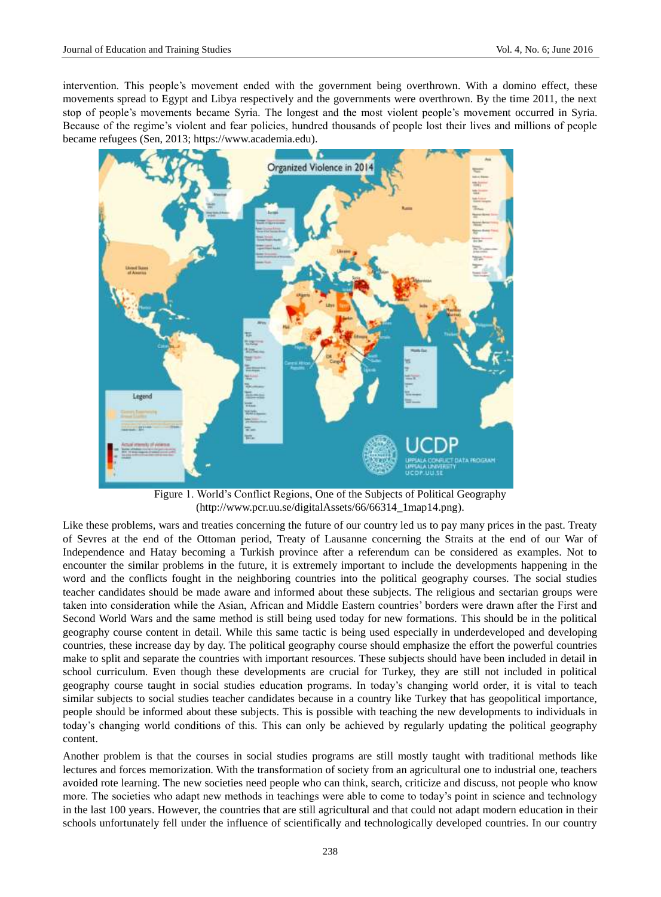intervention. This people's movement ended with the government being overthrown. With a domino effect, these movements spread to Egypt and Libya respectively and the governments were overthrown. By the time 2011, the next stop of people's movements became Syria. The longest and the most violent people's movement occurred in Syria. Because of the regime's violent and fear policies, hundred thousands of people lost their lives and millions of people became refugees (Sen, 2013; https://www.academia.edu).

Figure 1. World's Conflict Regions, One of the Subjects of Political Geography (http://www.pcr.uu.se/digitalAssets/66/66314_1map14.png).

Like these problems, wars and treaties concerning the future of our country led us to pay many prices in the past. Treaty of Sevres at the end of the Ottoman period, Treaty of Lausanne concerning the Straits at the end of our War of Independence and Hatay becoming a Turkish province after a referendum can be considered as examples. Not to encounter the similar problems in the future, it is extremely important to include the developments happening in the word and the conflicts fought in the neighboring countries into the political geography courses. The social studies teacher candidates should be made aware and informed about these subjects. The religious and sectarian groups were taken into consideration while the Asian, African and Middle Eastern countries' borders were drawn after the First and Second World Wars and the same method is still being used today for new formations. This should be in the political geography course content in detail. While this same tactic is being used especially in underdeveloped and developing countries, these increase day by day. The political geography course should emphasize the effort the powerful countries make to split and separate the countries with important resources. These subjects should have been included in detail in school curriculum. Even though these developments are crucial for Turkey, they are still not included in political geography course taught in social studies education programs. In today's changing world order, it is vital to teach similar subjects to social studies teacher candidates because in a country like Turkey that has geopolitical importance, people should be informed about these subjects. This is possible with teaching the new developments to individuals in today's changing world conditions of this. This can only be achieved by regularly updating the political geography content.

Another problem is that the courses in social studies programs are still mostly taught with traditional methods like lectures and forces memorization. With the transformation of society from an agricultural one to industrial one, teachers avoided rote learning. The new societies need people who can think, search, criticize and discuss, not people who know more. The societies who adapt new methods in teachings were able to come to today's point in science and technology in the last 100 years. However, the countries that are still agricultural and that could not adapt modern education in their schools unfortunately fell under the influence of scientifically and technologically developed countries. In our country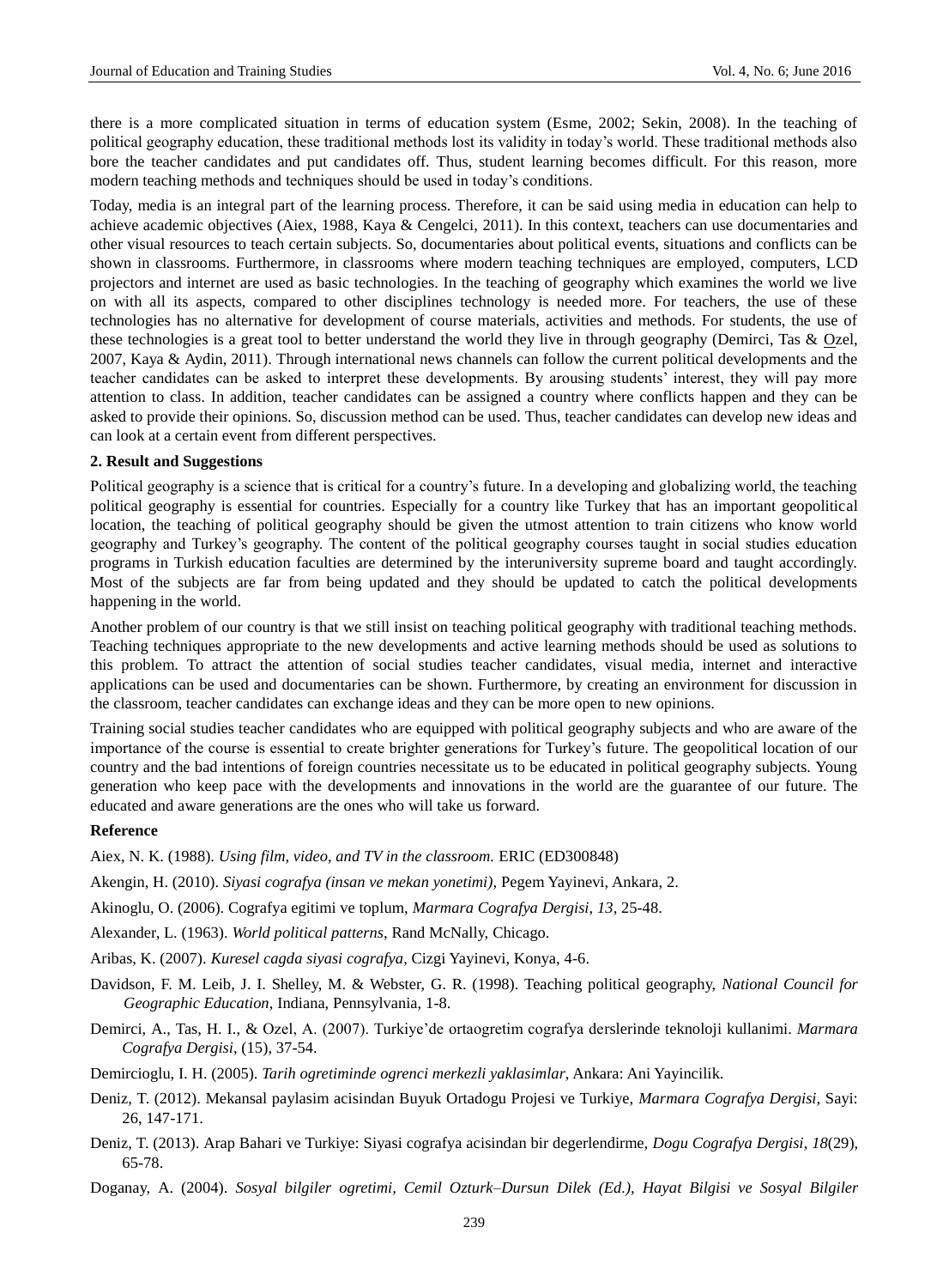there is a more complicated situation in terms of education system (Esme, 2002; Sekin, 2008). In the teaching of political geography education, these traditional methods lost its validity in today's world. These traditional methods also bore the teacher candidates and put candidates off. Thus, student learning becomes difficult. For this reason, more modern teaching methods and techniques should be used in today's conditions.

Today, media is an integral part of the learning process. Therefore, it can be said using media in education can help to achieve academic objectives (Aiex, 1988, Kaya & Cengelci, 2011). In this context, teachers can use documentaries and other visual resources to teach certain subjects. So, documentaries about political events, situations and conflicts can be shown in classrooms. Furthermore, in classrooms where modern teaching techniques are employed, computers, LCD projectors and internet are used as basic technologies. In the teaching of geography which examines the world we live on with all its aspects, compared to other disciplines technology is needed more. For teachers, the use of these technologies has no alternative for development of course materials, activities and methods. For students, the use of these technologies is a great tool to better understand the world they live in through geography (Demirci, Tas & Ozel, 2007, Kaya & Aydin, 2011). Through international news channels can follow the current political developments and the teacher candidates can be asked to interpret these developments. By arousing students' interest, they will pay more attention to class. In addition, teacher candidates can be assigned a country where conflicts happen and they can be asked to provide their opinions. So, discussion method can be used. Thus, teacher candidates can develop new ideas and can look at a certain event from different perspectives.

## 2. Result and Suggestions

Political geography is a science that is critical for a country's future. In a developing and globalizing world, the teaching political geography is essential for countries. Especially for a country like Turkey that has an important geopolitical location, the teaching of political geography should be given the utmost attention to train citizens who know world geography and Turkey's geography. The content of the political geography courses taught in social studies education programs in Turkish education faculties are determined by the interuniversity supreme board and taught accordingly. Most of the subjects are far from being updated and they should be updated to catch the political developments happening in the world.

Another problem of our country is that we still insist on teaching political geography with traditional teaching methods. Teaching techniques appropriate to the new developments and active learning methods should be used as solutions to this problem. To attract the attention of social studies teacher candidates, visual media, internet and interactive applications can be used and documentaries can be shown. Furthermore, by creating an environment for discussion in the classroom, teacher candidates can exchange ideas and they can be more open to new opinions.

Training social studies teacher candidates who are equipped with political geography subjects and who are aware of the importance of the course is essential to create brighter generations for Turkey's future. The geopolitical location of our country and the bad intentions of foreign countries necessitate us to be educated in political geography subjects. Young generation who keep pace with the developments and innovations in the world are the guarantee of our future. The educated and aware generations are the ones who will take us forward.

## Reference

Aiex, N. K. (1988). *Using film, video, and TV in the classroom.* ERIC (ED300848)

Akengin, H. (2010). *Siyasi cografya (insan ve mekan yonetimi)*, Pegem Yayinevi, Ankara, 2.

Akinoglu, O. (2006). Cografya egitimi ve toplum, *Marmara Cografya Dergisi, 13*, 25-48.

Alexander, L. (1963). *World political patterns*, Rand McNally, Chicago.

Aribas, K. (2007). *Kuresel cagda siyasi cografya*, Cizgi Yayinevi, Konya, 4-6.

Davidson, F. M. Leib, J. I. Shelley, M. & Webster, G. R. (1998). Teaching political geography, *National Council for Geographic Education*, Indiana, Pennsylvania, 1-8.

Demirci, A., Tas, H. I., & Ozel, A. (2007). Turkiye'de ortaogretim cografya derslerinde teknoloji kullanimi. *Marmara Cografya Dergisi*, (15), 37-54.

Demircioglu, I. H. (2005). *Tarih ogretiminde ogrenci merkezli yaklasimlar*, Ankara: Ani Yayincilik.

Deniz, T. (2012). Mekansal paylasim acisindan Buyuk Ortadogu Projesi ve Turkiye, *Marmara Cografya Dergisi*, Sayi: 26, 147-171.

Deniz, T. (2013). Arap Bahari ve Turkiye: Siyasi cografya acisindan bir degerlendirme, *Dogu Cografya Dergisi*, *18*(29), 65-78.

Doganay, A. (2004). *Sosyal bilgiler ogretimi, Cemil Ozturk–Dursun Dilek (Ed.), Hayat Bilgisi ve Sosyal Bilgiler*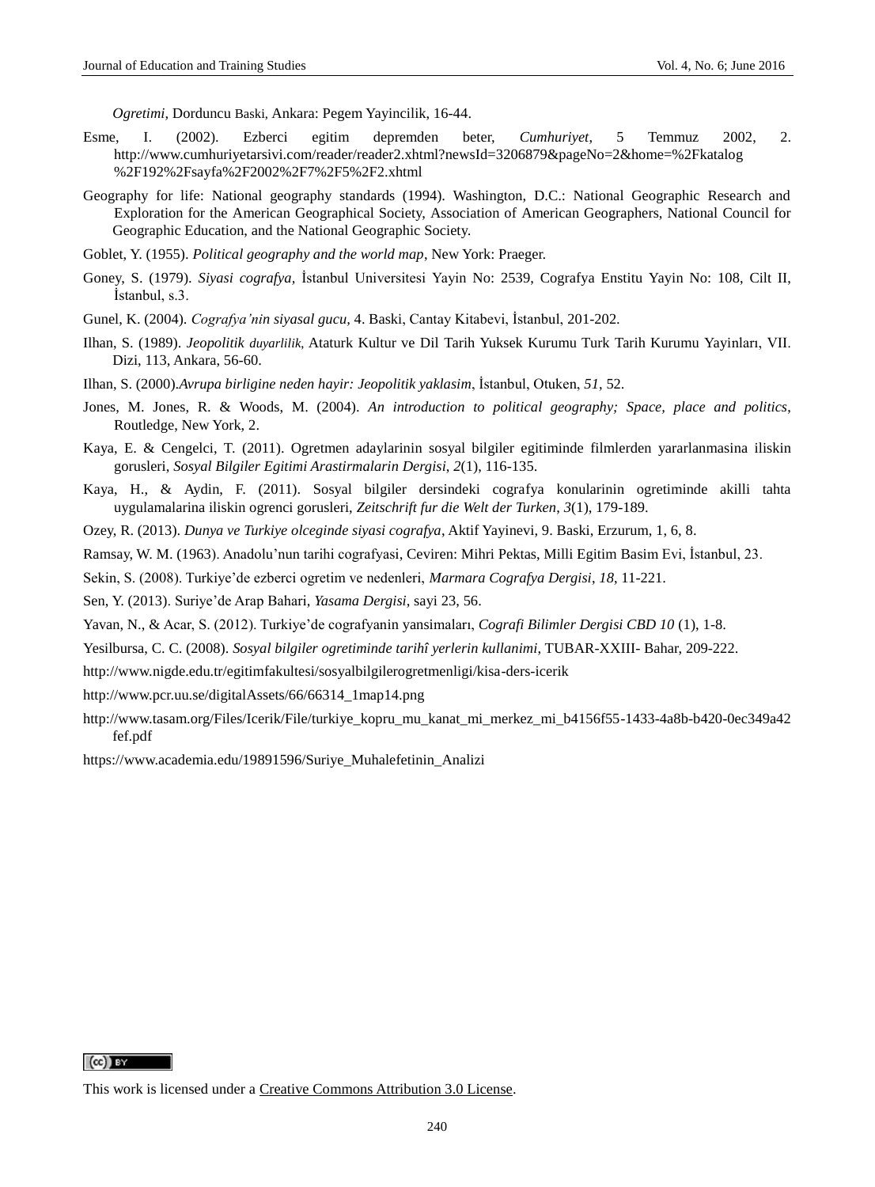*Ogretimi*, Dorduncu Baski, Ankara: Pegem Yayincilik, 16-44.

Esme, I. (2002). Ezberci egitim depremden beter, *Cumhuriyet*, 5 Temmuz 2002, 2. http://www.cumhuriyetarsivi.com/reader/reader2.xhtml?newsId=3206879&pageNo=2&home=%2Fkatalog%2F192%2Fsayfa%2F2002%2F7%2F5%2F2.xhtml

Geography for life: National geography standards (1994). Washington, D.C.: National Geographic Research and Exploration for the American Geographical Society, Association of American Geographers, National Council for Geographic Education, and the National Geographic Society.

Goblet, Y. (1955). *Political geography and the world map*, New York: Praeger.

Goney, S. (1979). *Siyasi cografya*, İstanbul Universitesi Yayin No: 2539, Cografya Enstitu Yayin No: 108, Cilt II, İstanbul, s.3.

Gunel, K. (2004). *Cografya'nin siyasal gucu*, 4. Baski, Cantay Kitabevi, İstanbul, 201-202.

Ilhan, S. (1989). *Jeopolitik duyarlilik*, Ataturk Kultur ve Dil Tarih Yuksek Kurumu Turk Tarih Kurumu Yayinları, VII. Dizi, 113, Ankara, 56-60.

Ilhan, S. (2000).*Avrupa birligine neden hayir: Jeopolitik yaklasim*, İstanbul, Otuken, *51*, 52.

Jones, M. Jones, R. & Woods, M. (2004). *An introduction to political geography; Space, place and politics*, Routledge, New York, 2.

Kaya, E. & Cengelci, T. (2011). Ogretmen adaylarinin sosyal bilgiler egitiminde filmlerden yararlanmasina iliskin gorusleri, *Sosyal Bilgiler Egitimi Arastirmalarin Dergisi*, *2*(1), 116-135.

Kaya, H., & Aydin, F. (2011). Sosyal bilgiler dersindeki cografya konularinin ogretiminde akilli tahta uygulamalarina iliskin ogrenci gorusleri, *Zeitschrift fur die Welt der Turken*, *3*(1), 179-189.

Ozey, R. (2013). *Dunya ve Turkiye olceginde siyasi cografya*, Aktif Yayinevi, 9. Baski, Erzurum, 1, 6, 8.

Ramsay, W. M. (1963). Anadolu'nun tarihi cografyasi, Ceviren: Mihri Pektas, Milli Egitim Basim Evi, İstanbul, 23.

Sekin, S. (2008). Turkiye'de ezberci ogretim ve nedenleri, *Marmara Cografya Dergisi*, *18*, 11-221.

Sen, Y. (2013). Suriye'de Arap Bahari, *Yasama Dergisi*, sayi 23, 56.

Yavan, N., & Acar, S. (2012). Turkiye'de cografyanin yansimaları, *Cografi Bilimler Dergisi CBD 10* (1), 1-8.

Yesilbursa, C. C. (2008). *Sosyal bilgiler ogretiminde tarihî yerlerin kullanimi*, TUBAR-XXIII- Bahar, 209-222.

http://www.nigde.edu.tr/egitimfakultesi/sosyalbilgilerogretmenligi/kisa-ders-icerik

http://www.pcr.uu.se/digitalAssets/66/66314_1map14.png

http://www.tasam.org/Files/Icerik/File/turkiye_kopru_mu_kanat_mi_merkez_mi_b4156f55-1433-4a8b-b420-0ec349a42fef.pdf

https://www.academia.edu/19891596/Suriye_Muhalefetinin_Analizi

This work is licensed under a Creative Commons Attribution 3.0 License.